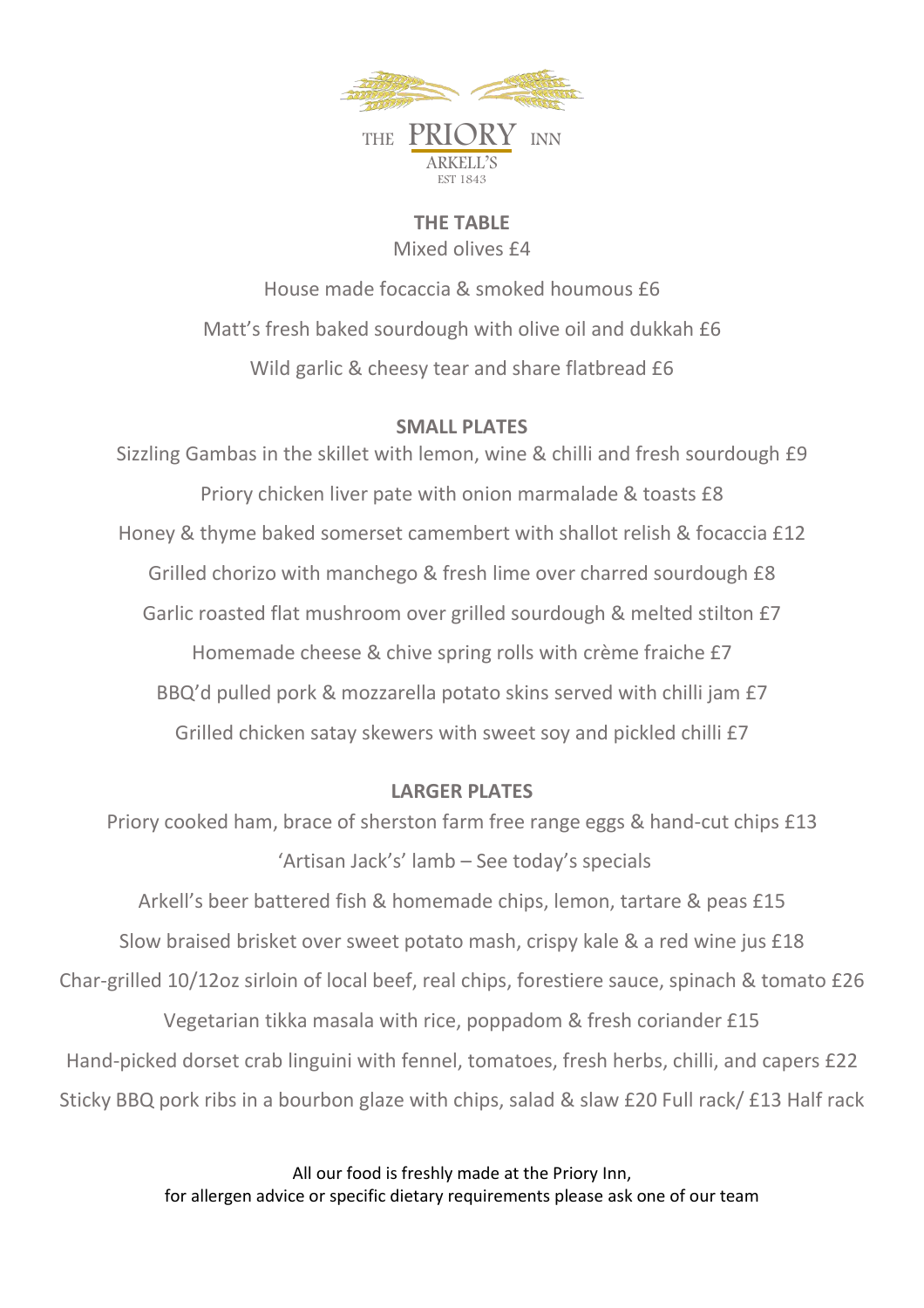THE **PRIORY** INN
ARKELL'S
EST 1843

## THE TABLE

Mixed olives £4

House made focaccia & smoked houmous £6

Matt's fresh baked sourdough with olive oil and dukkah £6

Wild garlic & cheesy tear and share flatbread £6

## SMALL PLATES

Sizzling Gambas in the skillet with lemon, wine & chilli and fresh sourdough £9

Priory chicken liver pate with onion marmalade & toasts £8

Honey & thyme baked somerset camembert with shallot relish & focaccia £12

Grilled chorizo with manchego & fresh lime over charred sourdough £8

Garlic roasted flat mushroom over grilled sourdough & melted stilton £7

Homemade cheese & chive spring rolls with crème fraiche £7

BBQ'd pulled pork & mozzarella potato skins served with chilli jam £7

Grilled chicken satay skewers with sweet soy and pickled chilli £7

## LARGER PLATES

Priory cooked ham, brace of sherston farm free range eggs & hand-cut chips £13

'Artisan Jack's' lamb – See today's specials

Arkell's beer battered fish & homemade chips, lemon, tartare & peas £15

Slow braised brisket over sweet potato mash, crispy kale & a red wine jus £18

Char-grilled 10/12oz sirloin of local beef, real chips, forestiere sauce, spinach & tomato £26

Vegetarian tikka masala with rice, poppadom & fresh coriander £15

Hand-picked dorset crab linguini with fennel, tomatoes, fresh herbs, chilli, and capers £22

Sticky BBQ pork ribs in a bourbon glaze with chips, salad & slaw £20 Full rack/ £13 Half rack

All our food is freshly made at the Priory Inn,
for allergen advice or specific dietary requirements please ask one of our team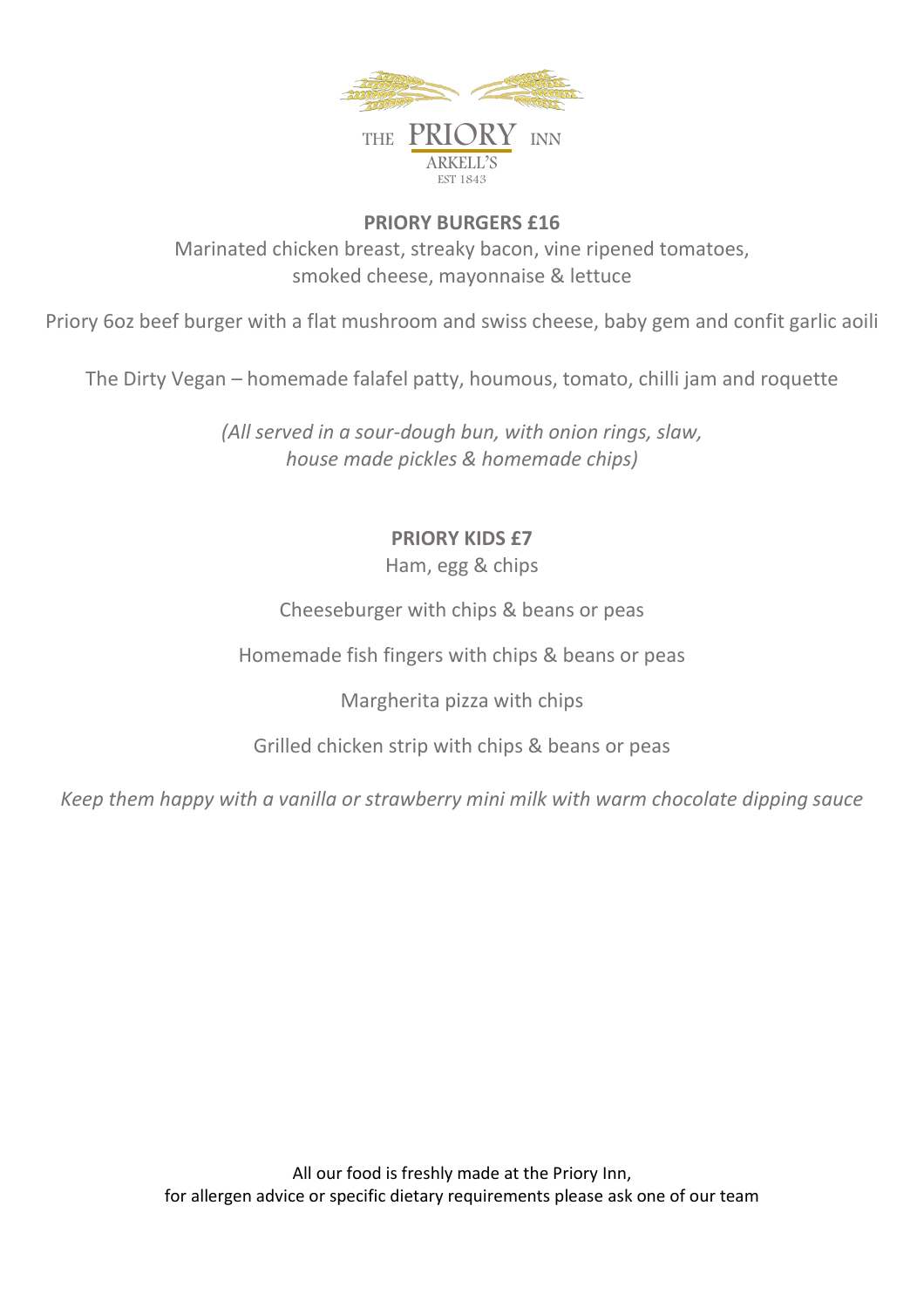THE **PRIORY** INN
ARKELL'S
EST 1843

**PRIORY BURGERS £16**

Marinated chicken breast, streaky bacon, vine ripened tomatoes, smoked cheese, mayonnaise & lettuce

Priory 6oz beef burger with a flat mushroom and swiss cheese, baby gem and confit garlic aoili

The Dirty Vegan – homemade falafel patty, houmous, tomato, chilli jam and roquette

*(All served in a sour-dough bun, with onion rings, slaw, house made pickles & homemade chips)*

**PRIORY KIDS £7**

Ham, egg & chips

Cheeseburger with chips & beans or peas

Homemade fish fingers with chips & beans or peas

Margherita pizza with chips

Grilled chicken strip with chips & beans or peas

*Keep them happy with a vanilla or strawberry mini milk with warm chocolate dipping sauce*

All our food is freshly made at the Priory Inn,
for allergen advice or specific dietary requirements please ask one of our team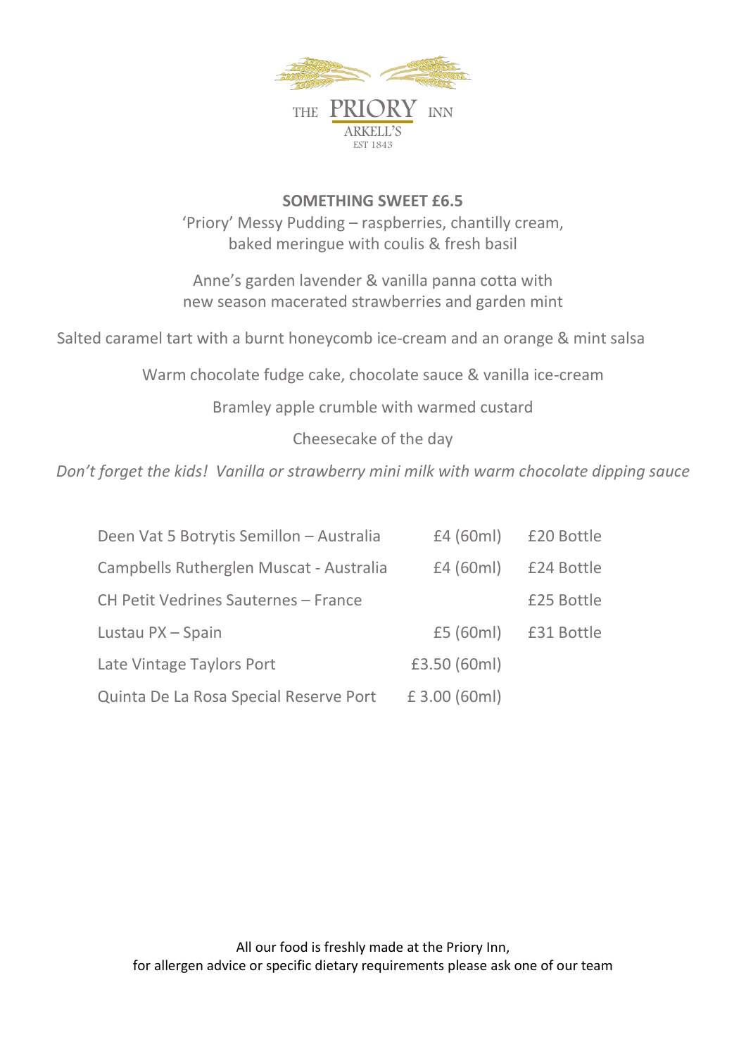THE PRIORY INN
ARKELL'S
EST 1843

## SOMETHING SWEET £6.5

'Priory' Messy Pudding – raspberries, chantilly cream, baked meringue with coulis & fresh basil

Anne's garden lavender & vanilla panna cotta with new season macerated strawberries and garden mint

Salted caramel tart with a burnt honeycomb ice-cream and an orange & mint salsa

Warm chocolate fudge cake, chocolate sauce & vanilla ice-cream

Bramley apple crumble with warmed custard

Cheesecake of the day

*Don't forget the kids! Vanilla or strawberry mini milk with warm chocolate dipping sauce*

| | | |
|---|---|---|
| Deen Vat 5 Botrytis Semillon – Australia | £4 (60ml) | £20 Bottle |
| Campbells Rutherglen Muscat - Australia | £4 (60ml) | £24 Bottle |
| CH Petit Vedrines Sauternes – France | | £25 Bottle |
| Lustau PX – Spain | £5 (60ml) | £31 Bottle |
| Late Vintage Taylors Port | £3.50 (60ml) | |
| Quinta De La Rosa Special Reserve Port | £ 3.00 (60ml) | |

All our food is freshly made at the Priory Inn,
for allergen advice or specific dietary requirements please ask one of our team